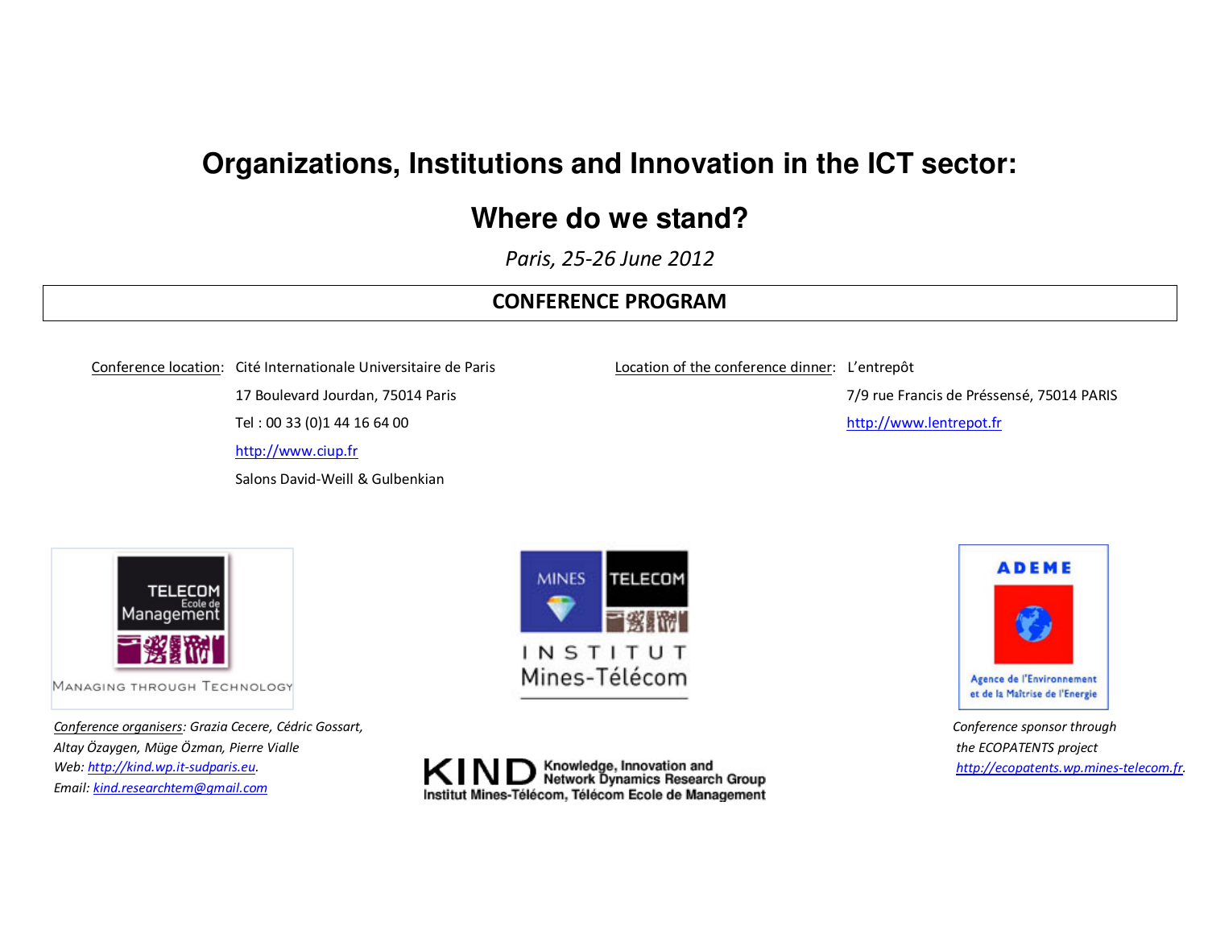# Organizations, Institutions and Innovation in the ICT sector:

# Where do we stand?

*Paris, 25-26 June 2012*

## CONFERENCE PROGRAM

Conference location: Cité Internationale Universitaire de Paris
17 Boulevard Jourdan, 75014 Paris
Tel : 00 33 (0)1 44 16 64 00
http://www.ciup.fr
Salons David-Weill & Gulbenkian

Location of the conference dinner: L'entrepôt
7/9 rue Francis de Préssensé, 75014 PARIS
http://www.lentrepot.fr

TELECOM Ecole de Management
MANAGING THROUGH TECHNOLOGY

MINES TELECOM
INSTITUT Mines-Télécom

ADEME
Agence de l'Environnement et de la Maîtrise de l'Energie

*Conference organisers: Grazia Cecere, Cédric Gossart, Altay Özaygen, Müge Özman, Pierre Vialle*
*Web: http://kind.wp.it-sudparis.eu.*
*Email: kind.researchtem@gmail.com*

KIND Knowledge, Innovation and Network Dynamics Research Group
Institut Mines-Télécom, Télécom Ecole de Management

*Conference sponsor through the ECOPATENTS project*
*http://ecopatents.wp.mines-telecom.fr.*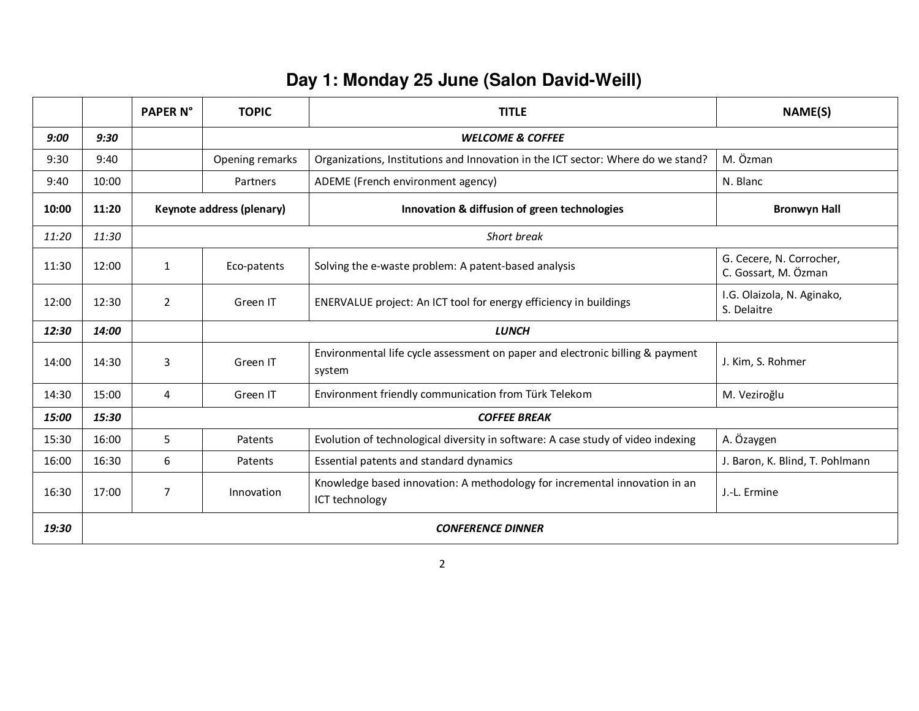# Day 1: Monday 25 June (Salon David-Weill)

| | | PAPER N° | TOPIC | TITLE | NAME(S) |
|---|---|---|---|---|---|
| ***9:00*** | ***9:30*** | | ***WELCOME & COFFEE*** | | |
| 9:30 | 9:40 | | Opening remarks | Organizations, Institutions and Innovation in the ICT sector: Where do we stand? | M. Özman |
| 9:40 | 10:00 | | Partners | ADEME (French environment agency) | N. Blanc |
| **10:00** | **11:20** | **Keynote address (plenary)** | | **Innovation & diffusion of green technologies** | **Bronwyn Hall** |
| *11:20* | *11:30* | *Short break* | | | |
| 11:30 | 12:00 | 1 | Eco-patents | Solving the e-waste problem: A patent-based analysis | G. Cecere, N. Corrocher, C. Gossart, M. Özman |
| 12:00 | 12:30 | 2 | Green IT | ENERVALUE project: An ICT tool for energy efficiency in buildings | I.G. Olaizola, N. Aginako, S. Delaitre |
| ***12:30*** | ***14:00*** | | ***LUNCH*** | | |
| 14:00 | 14:30 | 3 | Green IT | Environmental life cycle assessment on paper and electronic billing & payment system | J. Kim, S. Rohmer |
| 14:30 | 15:00 | 4 | Green IT | Environment friendly communication from Türk Telekom | M. Veziroğlu |
| ***15:00*** | ***15:30*** | ***COFFEE BREAK*** | | | |
| 15:30 | 16:00 | 5 | Patents | Evolution of technological diversity in software: A case study of video indexing | A. Özaygen |
| 16:00 | 16:30 | 6 | Patents | Essential patents and standard dynamics | J. Baron, K. Blind, T. Pohlmann |
| 16:30 | 17:00 | 7 | Innovation | Knowledge based innovation: A methodology for incremental innovation in an ICT technology | J.-L. Ermine |
| ***19:30*** | ***CONFERENCE DINNER*** | | | | |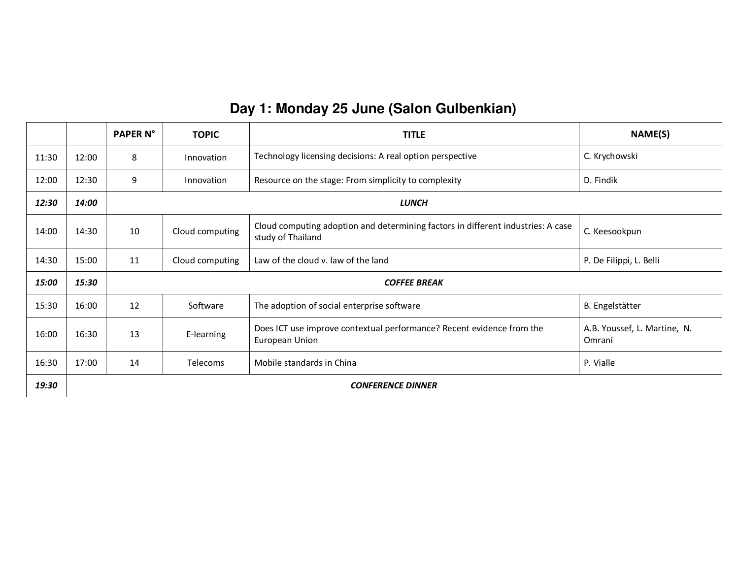## Day 1: Monday 25 June (Salon Gulbenkian)

| | | PAPER N° | TOPIC | TITLE | NAME(S) |
|---|---|---|---|---|---|
| 11:30 | 12:00 | 8 | Innovation | Technology licensing decisions: A real option perspective | C. Krychowski |
| 12:00 | 12:30 | 9 | Innovation | Resource on the stage: From simplicity to complexity | D. Findik |
| ***12:30*** | ***14:00*** | ***LUNCH*** | | | |
| 14:00 | 14:30 | 10 | Cloud computing | Cloud computing adoption and determining factors in different industries: A case study of Thailand | C. Keesookpun |
| 14:30 | 15:00 | 11 | Cloud computing | Law of the cloud v. law of the land | P. De Filippi, L. Belli |
| ***15:00*** | ***15:30*** | ***COFFEE BREAK*** | | | |
| 15:30 | 16:00 | 12 | Software | The adoption of social enterprise software | B. Engelstätter |
| 16:00 | 16:30 | 13 | E-learning | Does ICT use improve contextual performance? Recent evidence from the European Union | A.B. Youssef, L. Martine, N. Omrani |
| 16:30 | 17:00 | 14 | Telecoms | Mobile standards in China | P. Vialle |
| ***19:30*** | ***CONFERENCE DINNER*** | | | | |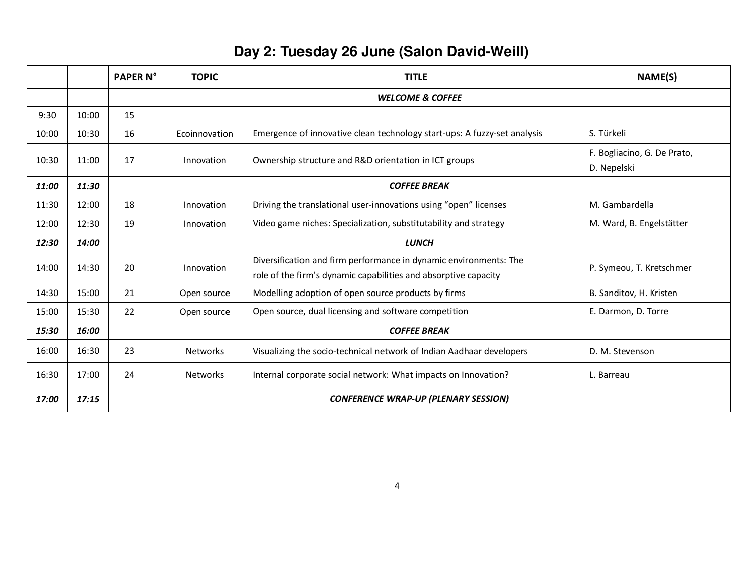# Day 2: Tuesday 26 June (Salon David-Weill)

| | | PAPER N° | TOPIC | TITLE | NAME(S) |
|---|---|---|---|---|---|
| | | ***WELCOME & COFFEE*** | | | |
| 9:30 | 10:00 | 15 | | | |
| 10:00 | 10:30 | 16 | Ecoinnovation | Emergence of innovative clean technology start-ups: A fuzzy-set analysis | S. Türkeli |
| 10:30 | 11:00 | 17 | Innovation | Ownership structure and R&D orientation in ICT groups | F. Bogliacino, G. De Prato, D. Nepelski |
| ***11:00*** | ***11:30*** | ***COFFEE BREAK*** | | | |
| 11:30 | 12:00 | 18 | Innovation | Driving the translational user-innovations using “open” licenses | M. Gambardella |
| 12:00 | 12:30 | 19 | Innovation | Video game niches: Specialization, substitutability and strategy | M. Ward, B. Engelstätter |
| ***12:30*** | ***14:00*** | ***LUNCH*** | | | |
| 14:00 | 14:30 | 20 | Innovation | Diversification and firm performance in dynamic environments: The role of the firm’s dynamic capabilities and absorptive capacity | P. Symeou, T. Kretschmer |
| 14:30 | 15:00 | 21 | Open source | Modelling adoption of open source products by firms | B. Sanditov, H. Kristen |
| 15:00 | 15:30 | 22 | Open source | Open source, dual licensing and software competition | E. Darmon, D. Torre |
| ***15:30*** | ***16:00*** | ***COFFEE BREAK*** | | | |
| 16:00 | 16:30 | 23 | Networks | Visualizing the socio-technical network of Indian Aadhaar developers | D. M. Stevenson |
| 16:30 | 17:00 | 24 | Networks | Internal corporate social network: What impacts on Innovation? | L. Barreau |
| ***17:00*** | ***17:15*** | ***CONFERENCE WRAP-UP (PLENARY SESSION)*** | | | |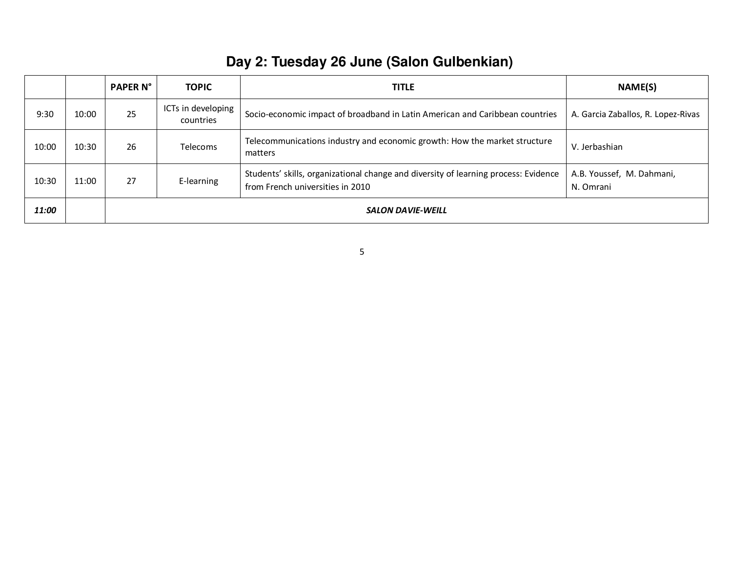## Day 2: Tuesday 26 June (Salon Gulbenkian)

| | | PAPER N° | TOPIC | TITLE | NAME(S) |
|---|---|---|---|---|---|
| 9:30 | 10:00 | 25 | ICTs in developing countries | Socio-economic impact of broadband in Latin American and Caribbean countries | A. Garcia Zaballos, R. Lopez-Rivas |
| 10:00 | 10:30 | 26 | Telecoms | Telecommunications industry and economic growth: How the market structure matters | V. Jerbashian |
| 10:30 | 11:00 | 27 | E-learning | Students' skills, organizational change and diversity of learning process: Evidence from French universities in 2010 | A.B. Youssef, M. Dahmani, N. Omrani |
| ***11:00*** | | ***SALON DAVIE-WEILL*** | | | |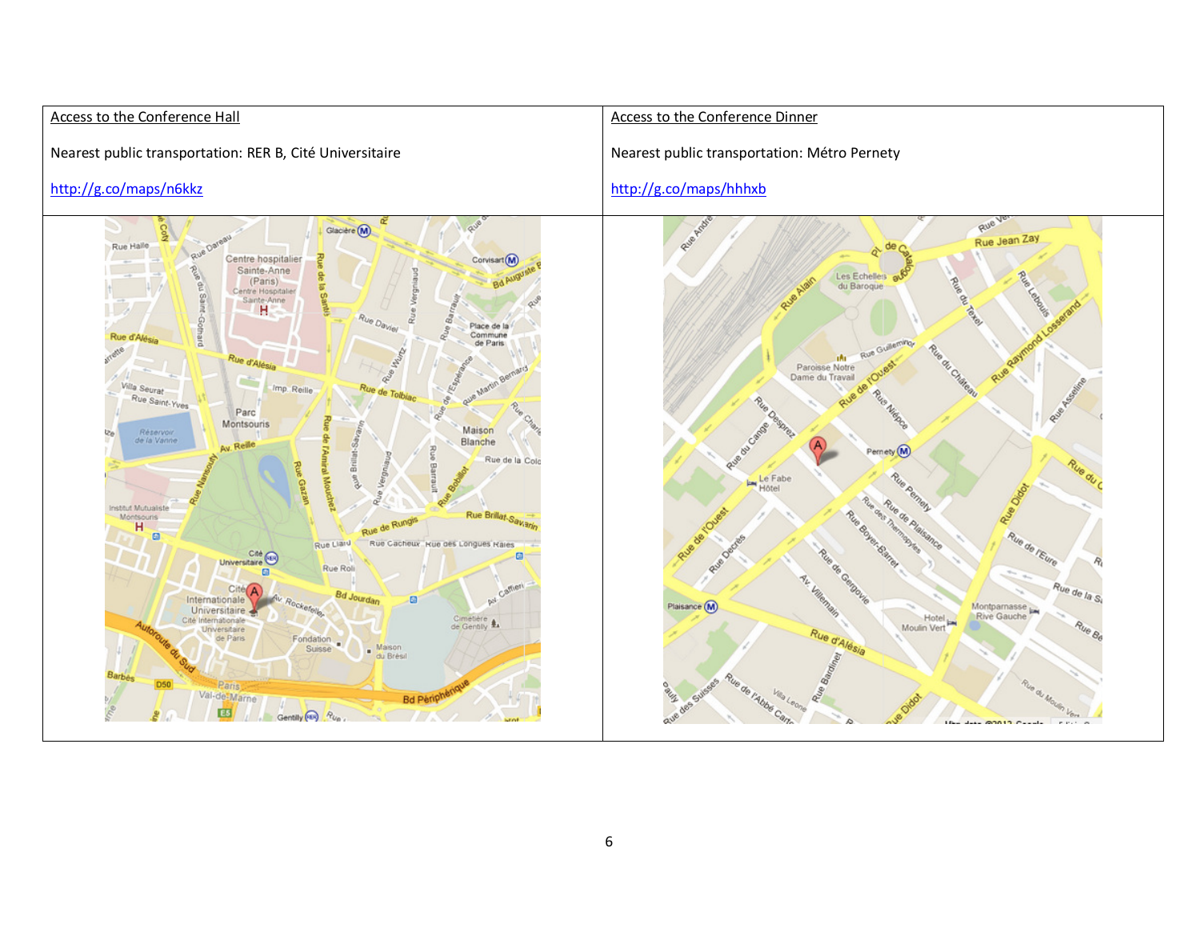| Access to the Conference Hall | Access to the Conference Dinner |
|---|---|
| Nearest public transportation: RER B, Cité Universitaire | Nearest public transportation: Métro Pernety |
| http://g.co/maps/n6kkz | http://g.co/maps/hhhxb |